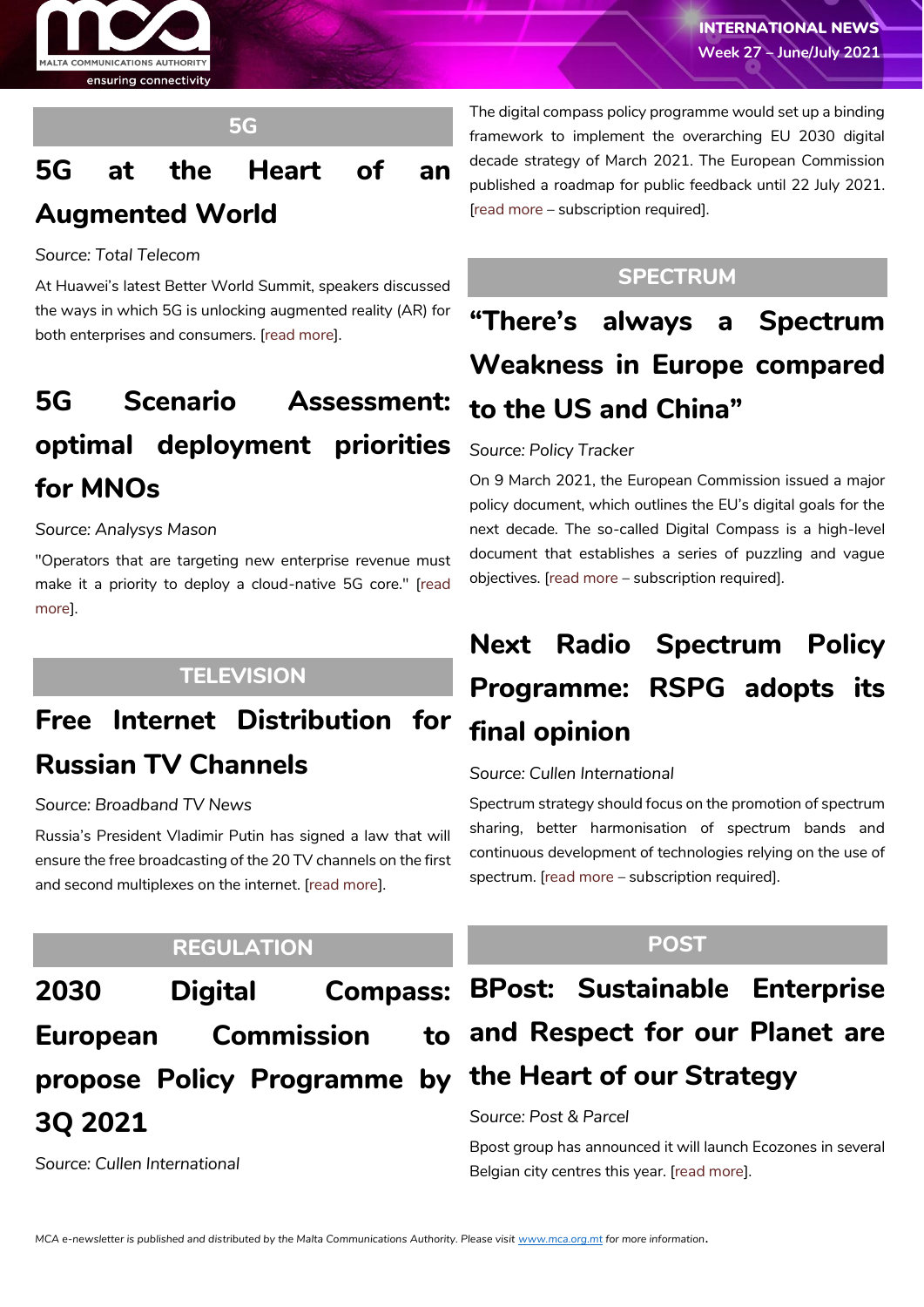## 5G

### 5G at the Heart of an Augmented World

*Source: Total Telecom*

At Huawei's latest Better World Summit, speakers discussed the ways in which 5G is unlocking augmented reality (AR) for both enterprises and consumers. [read more].

### 5G Scenario Assessment: optimal deployment priorities for MNOs

*Source: Analysys Mason*

"Operators that are targeting new enterprise revenue must make it a priority to deploy a cloud-native 5G core." [read more].

## TELEVISION

### Free Internet Distribution for Russian TV Channels

*Source: Broadband TV News*

Russia's President Vladimir Putin has signed a law that will ensure the free broadcasting of the 20 TV channels on the first and second multiplexes on the internet. [read more].

## REGULATION

### 2030 Digital Compass: European Commission to propose Policy Programme by 3Q 2021

*Source: Cullen International*

The digital compass policy programme would set up a binding framework to implement the overarching EU 2030 digital decade strategy of March 2021. The European Commission published a roadmap for public feedback until 22 July 2021. [read more – subscription required].

## SPECTRUM

### "There's always a Spectrum Weakness in Europe compared to the US and China"

*Source: Policy Tracker*

On 9 March 2021, the European Commission issued a major policy document, which outlines the EU's digital goals for the next decade. The so-called Digital Compass is a high-level document that establishes a series of puzzling and vague objectives. [read more – subscription required].

### Next Radio Spectrum Policy Programme: RSPG adopts its final opinion

*Source: Cullen International*

Spectrum strategy should focus on the promotion of spectrum sharing, better harmonisation of spectrum bands and continuous development of technologies relying on the use of spectrum. [read more – subscription required].

## POST

### BPost: Sustainable Enterprise and Respect for our Planet are the Heart of our Strategy

*Source: Post & Parcel*

Bpost group has announced it will launch Ecozones in several Belgian city centres this year. [read more].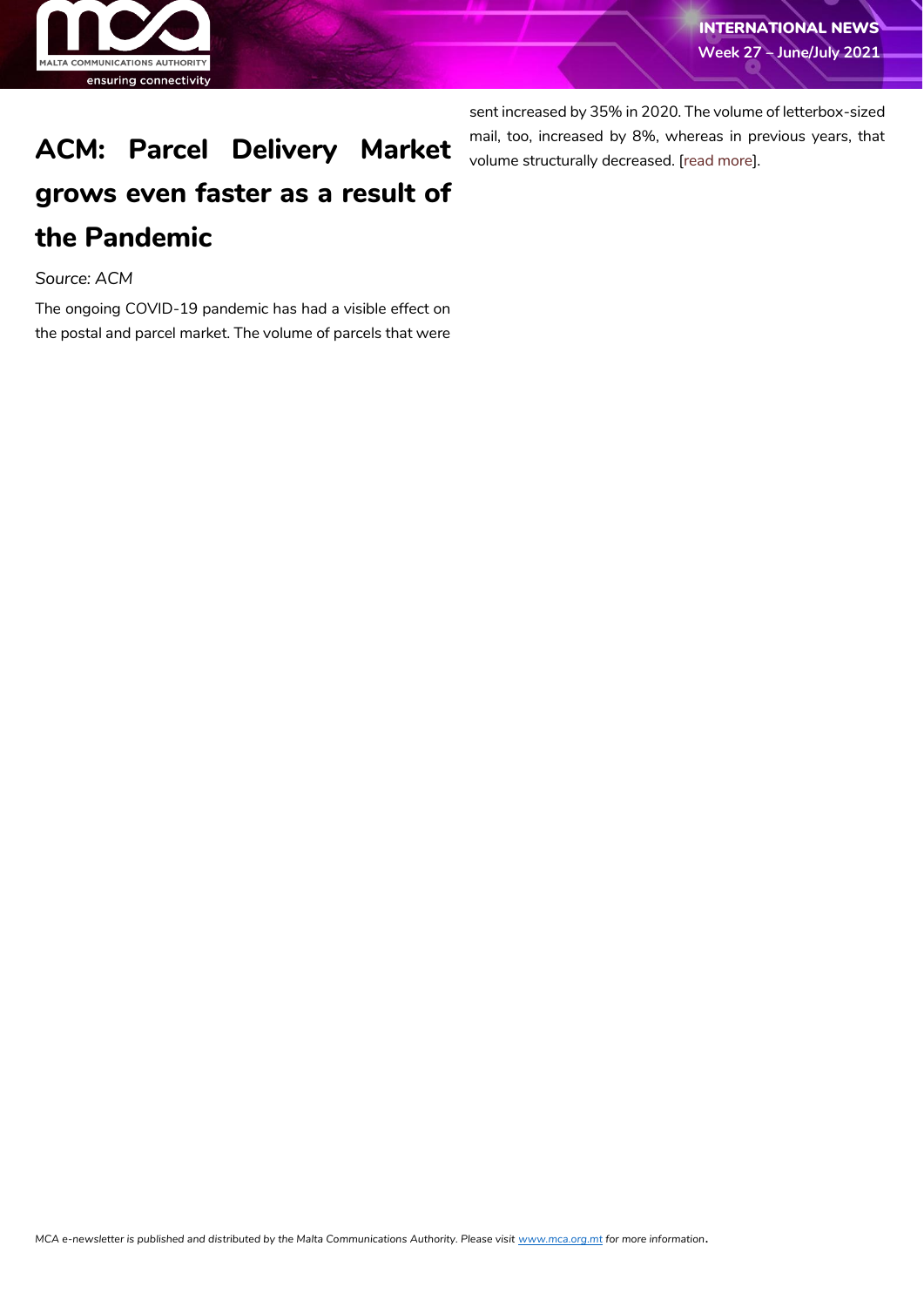## ACM: Parcel Delivery Market grows even faster as a result of the Pandemic

*Source: ACM*

The ongoing COVID-19 pandemic has had a visible effect on the postal and parcel market. The volume of parcels that were sent increased by 35% in 2020. The volume of letterbox-sized mail, too, increased by 8%, whereas in previous years, that volume structurally decreased. [read more].